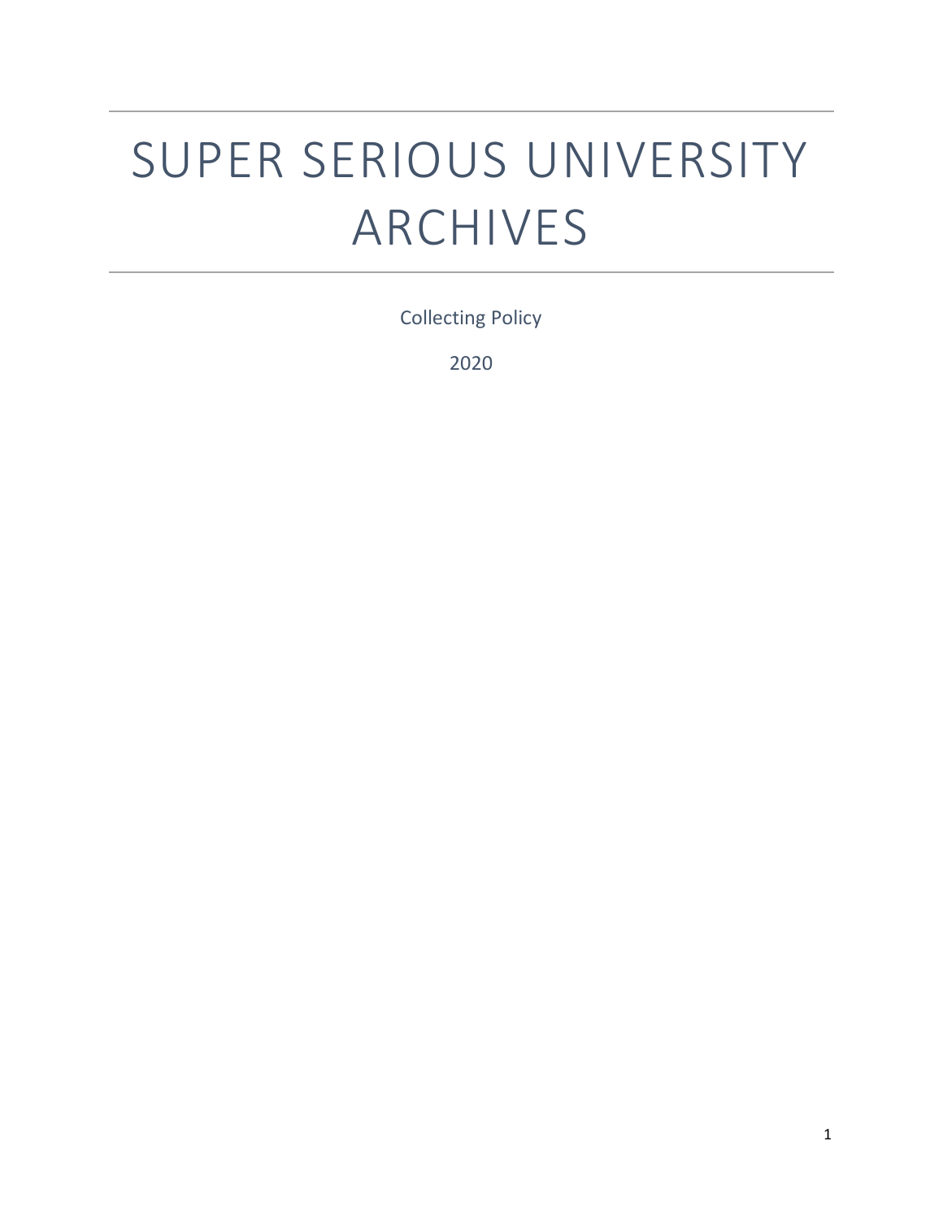# SUPER SERIOUS UNIVERSITY ARCHIVES

Collecting Policy

2020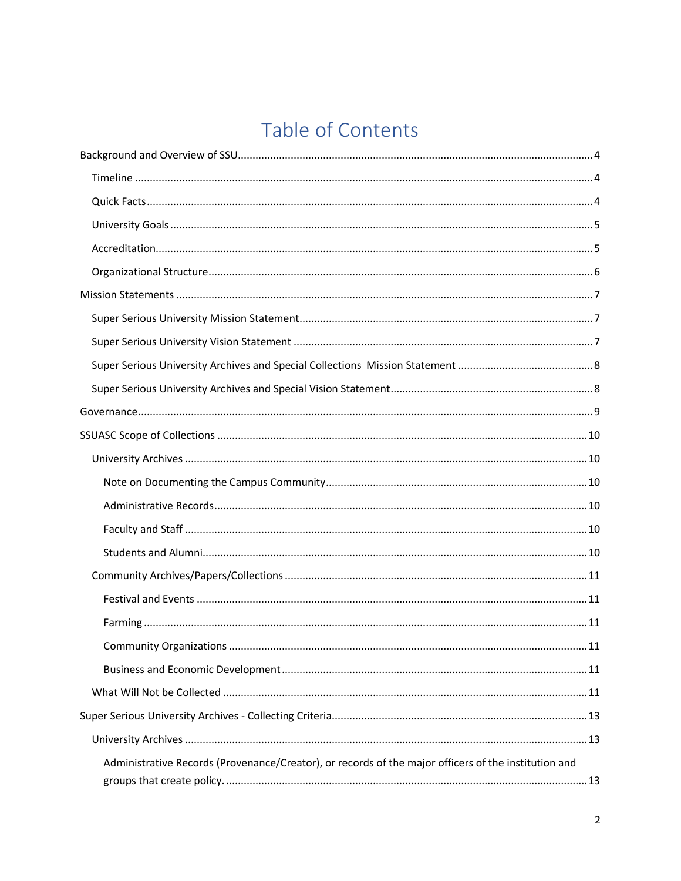# Table of Contents

- Background and Overview of SSU ..... 4
  - Timeline ..... 4
  - Quick Facts ..... 4
  - University Goals ..... 5
  - Accreditation ..... 5
  - Organizational Structure ..... 6
- Mission Statements ..... 7
  - Super Serious University Mission Statement ..... 7
  - Super Serious University Vision Statement ..... 7
  - Super Serious University Archives and Special Collections Mission Statement ..... 8
  - Super Serious University Archives and Special Vision Statement ..... 8
- Governance ..... 9
- SSUASC Scope of Collections ..... 10
  - University Archives ..... 10
    - Note on Documenting the Campus Community ..... 10
    - Administrative Records ..... 10
    - Faculty and Staff ..... 10
    - Students and Alumni ..... 10
  - Community Archives/Papers/Collections ..... 11
    - Festival and Events ..... 11
    - Farming ..... 11
    - Community Organizations ..... 11
    - Business and Economic Development ..... 11
  - What Will Not be Collected ..... 11
- Super Serious University Archives - Collecting Criteria ..... 13
  - University Archives ..... 13
    - Administrative Records (Provenance/Creator), or records of the major officers of the institution and groups that create policy. ..... 13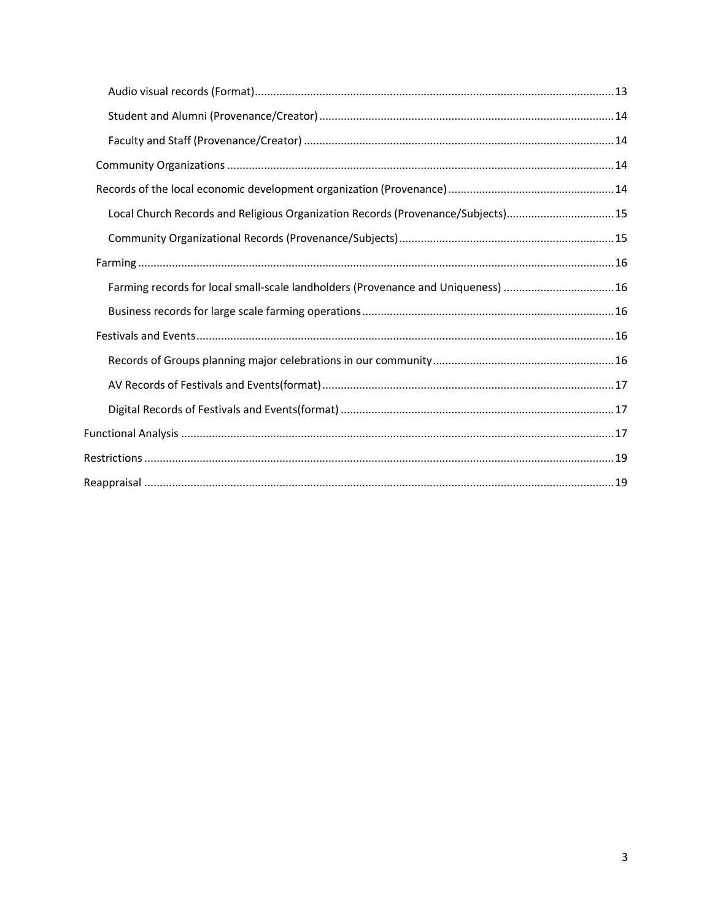- Audio visual records (Format) ... 13
- Student and Alumni (Provenance/Creator) ... 14
- Faculty and Staff (Provenance/Creator) ... 14
- Community Organizations ... 14
- Records of the local economic development organization (Provenance) ... 14
  - Local Church Records and Religious Organization Records (Provenance/Subjects) ... 15
  - Community Organizational Records (Provenance/Subjects) ... 15
- Farming ... 16
  - Farming records for local small-scale landholders (Provenance and Uniqueness) ... 16
  - Business records for large scale farming operations ... 16
- Festivals and Events ... 16
  - Records of Groups planning major celebrations in our community ... 16
  - AV Records of Festivals and Events(format) ... 17
  - Digital Records of Festivals and Events(format) ... 17

Functional Analysis ... 17

Restrictions ... 19

Reappraisal ... 19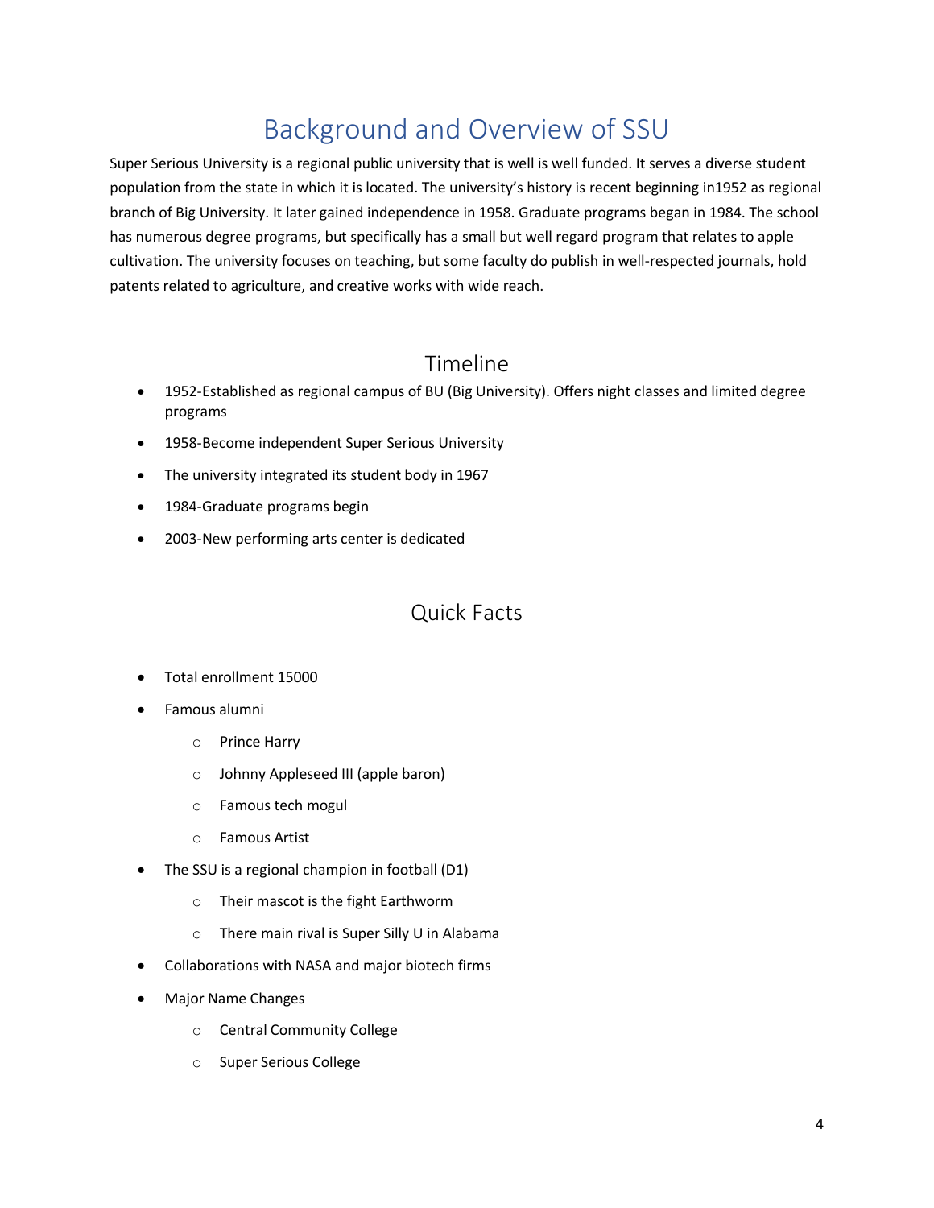# Background and Overview of SSU

Super Serious University is a regional public university that is well is well funded. It serves a diverse student population from the state in which it is located. The university's history is recent beginning in1952 as regional branch of Big University. It later gained independence in 1958. Graduate programs began in 1984. The school has numerous degree programs, but specifically has a small but well regard program that relates to apple cultivation. The university focuses on teaching, but some faculty do publish in well-respected journals, hold patents related to agriculture, and creative works with wide reach.

## Timeline

- 1952-Established as regional campus of BU (Big University). Offers night classes and limited degree programs
- 1958-Become independent Super Serious University
- The university integrated its student body in 1967
- 1984-Graduate programs begin
- 2003-New performing arts center is dedicated

## Quick Facts

- Total enrollment 15000
- Famous alumni
  - Prince Harry
  - Johnny Appleseed III (apple baron)
  - Famous tech mogul
  - Famous Artist
- The SSU is a regional champion in football (D1)
  - Their mascot is the fight Earthworm
  - There main rival is Super Silly U in Alabama
- Collaborations with NASA and major biotech firms
- Major Name Changes
  - Central Community College
  - Super Serious College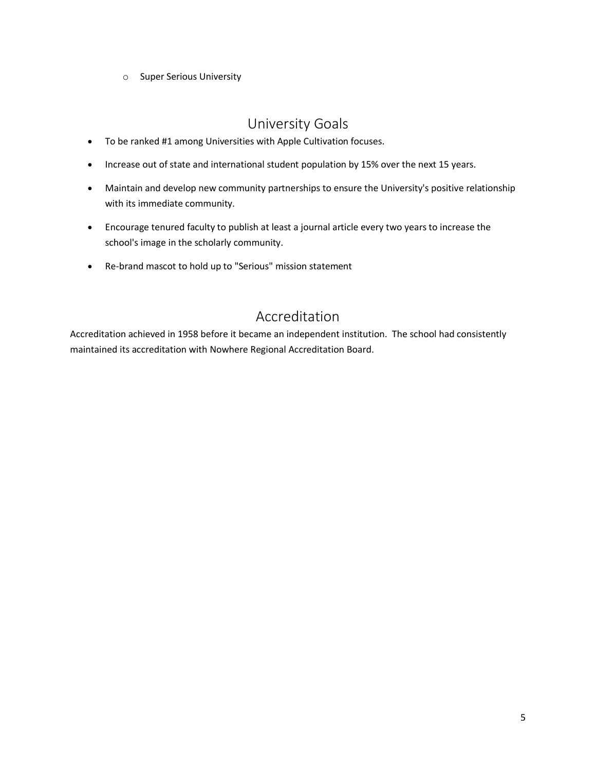- Super Serious University

## University Goals

- To be ranked #1 among Universities with Apple Cultivation focuses.
- Increase out of state and international student population by 15% over the next 15 years.
- Maintain and develop new community partnerships to ensure the University's positive relationship with its immediate community.
- Encourage tenured faculty to publish at least a journal article every two years to increase the school's image in the scholarly community.
- Re-brand mascot to hold up to "Serious" mission statement

## Accreditation

Accreditation achieved in 1958 before it became an independent institution. The school had consistently maintained its accreditation with Nowhere Regional Accreditation Board.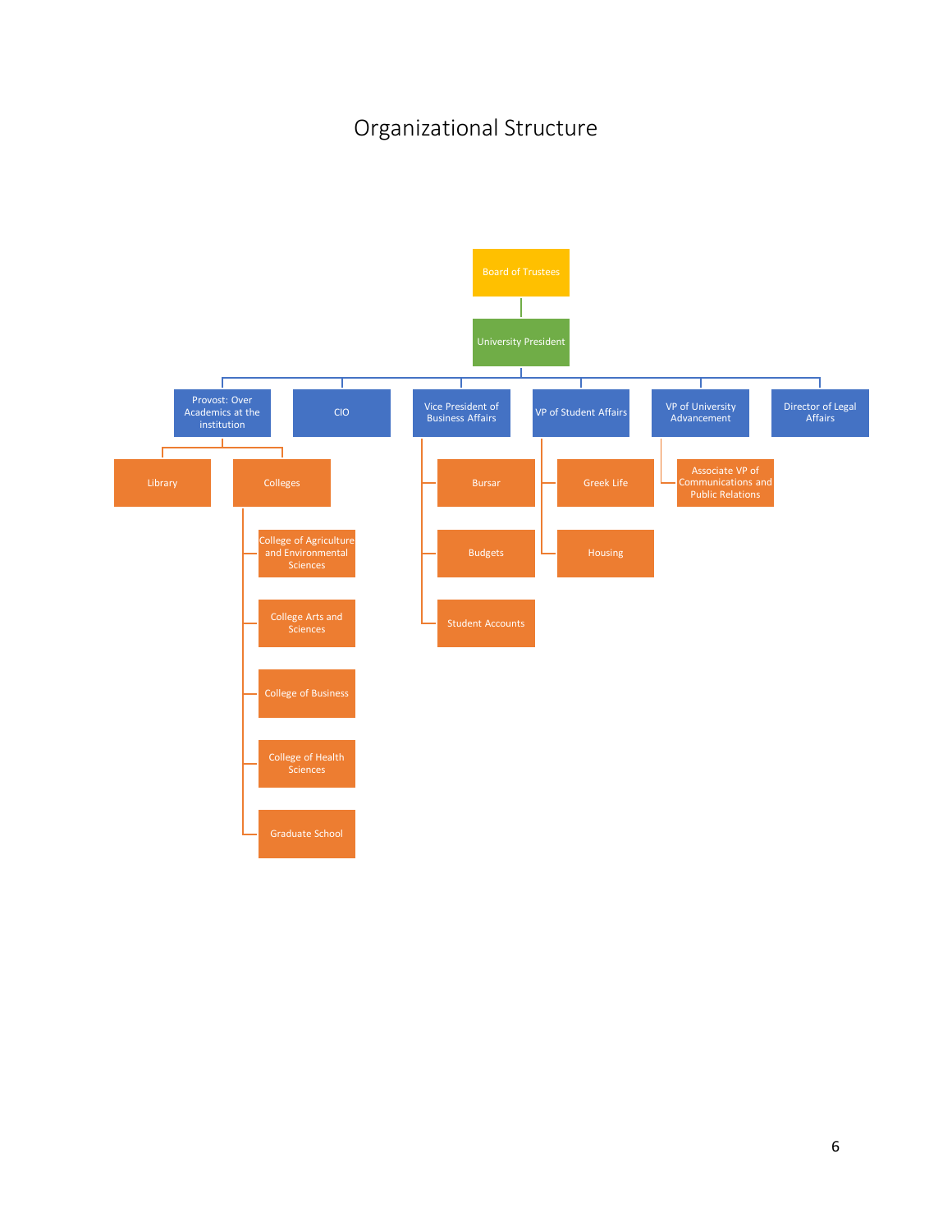# Organizational Structure

- Board of Trustees
  - University President
    - Provost: Over Academics at the institution
      - Library
      - Colleges
        - College of Agriculture and Environmental Sciences
        - College Arts and Sciences
        - College of Business
        - College of Health Sciences
        - Graduate School
    - CIO
    - Vice President of Business Affairs
      - Bursar
      - Budgets
      - Student Accounts
    - VP of Student Affairs
      - Greek Life
      - Housing
    - VP of University Advancement
      - Associate VP of Communications and Public Relations
    - Director of Legal Affairs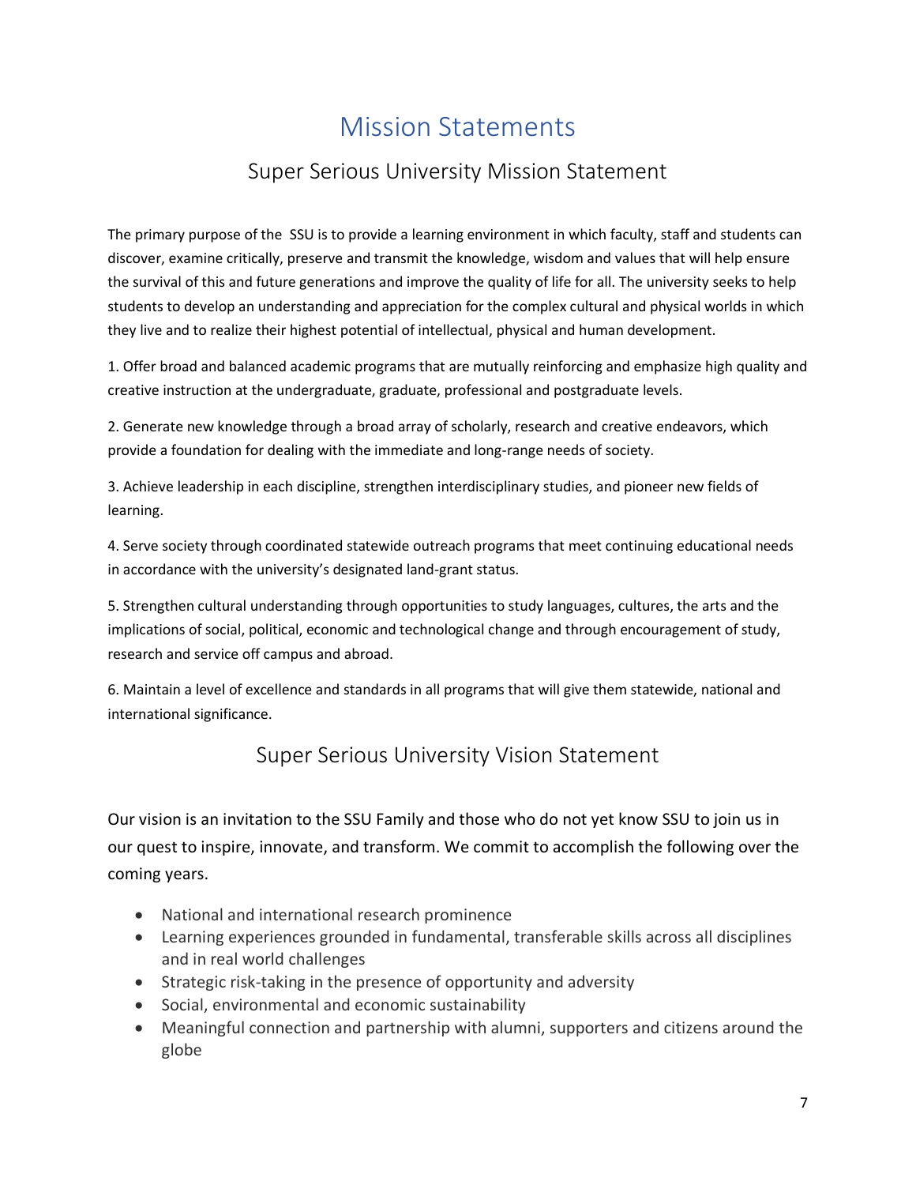# Mission Statements

## Super Serious University Mission Statement

The primary purpose of the SSU is to provide a learning environment in which faculty, staff and students can discover, examine critically, preserve and transmit the knowledge, wisdom and values that will help ensure the survival of this and future generations and improve the quality of life for all. The university seeks to help students to develop an understanding and appreciation for the complex cultural and physical worlds in which they live and to realize their highest potential of intellectual, physical and human development.

1. Offer broad and balanced academic programs that are mutually reinforcing and emphasize high quality and creative instruction at the undergraduate, graduate, professional and postgraduate levels.

2. Generate new knowledge through a broad array of scholarly, research and creative endeavors, which provide a foundation for dealing with the immediate and long-range needs of society.

3. Achieve leadership in each discipline, strengthen interdisciplinary studies, and pioneer new fields of learning.

4. Serve society through coordinated statewide outreach programs that meet continuing educational needs in accordance with the university's designated land-grant status.

5. Strengthen cultural understanding through opportunities to study languages, cultures, the arts and the implications of social, political, economic and technological change and through encouragement of study, research and service off campus and abroad.

6. Maintain a level of excellence and standards in all programs that will give them statewide, national and international significance.

## Super Serious University Vision Statement

Our vision is an invitation to the SSU Family and those who do not yet know SSU to join us in our quest to inspire, innovate, and transform. We commit to accomplish the following over the coming years.

- National and international research prominence
- Learning experiences grounded in fundamental, transferable skills across all disciplines and in real world challenges
- Strategic risk-taking in the presence of opportunity and adversity
- Social, environmental and economic sustainability
- Meaningful connection and partnership with alumni, supporters and citizens around the globe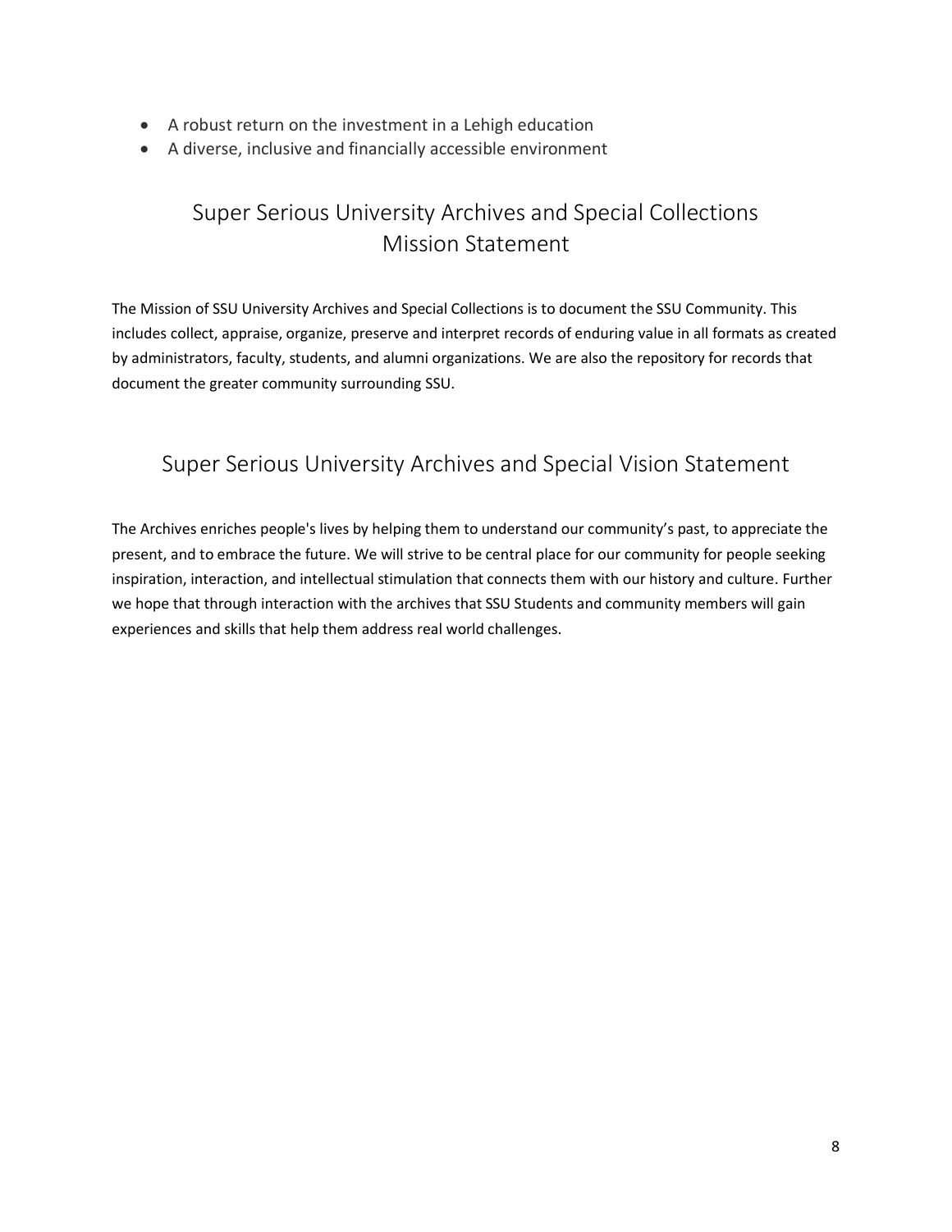- A robust return on the investment in a Lehigh education
- A diverse, inclusive and financially accessible environment

## Super Serious University Archives and Special Collections Mission Statement

The Mission of SSU University Archives and Special Collections is to document the SSU Community. This includes collect, appraise, organize, preserve and interpret records of enduring value in all formats as created by administrators, faculty, students, and alumni organizations. We are also the repository for records that document the greater community surrounding SSU.

## Super Serious University Archives and Special Vision Statement

The Archives enriches people's lives by helping them to understand our community's past, to appreciate the present, and to embrace the future. We will strive to be central place for our community for people seeking inspiration, interaction, and intellectual stimulation that connects them with our history and culture. Further we hope that through interaction with the archives that SSU Students and community members will gain experiences and skills that help them address real world challenges.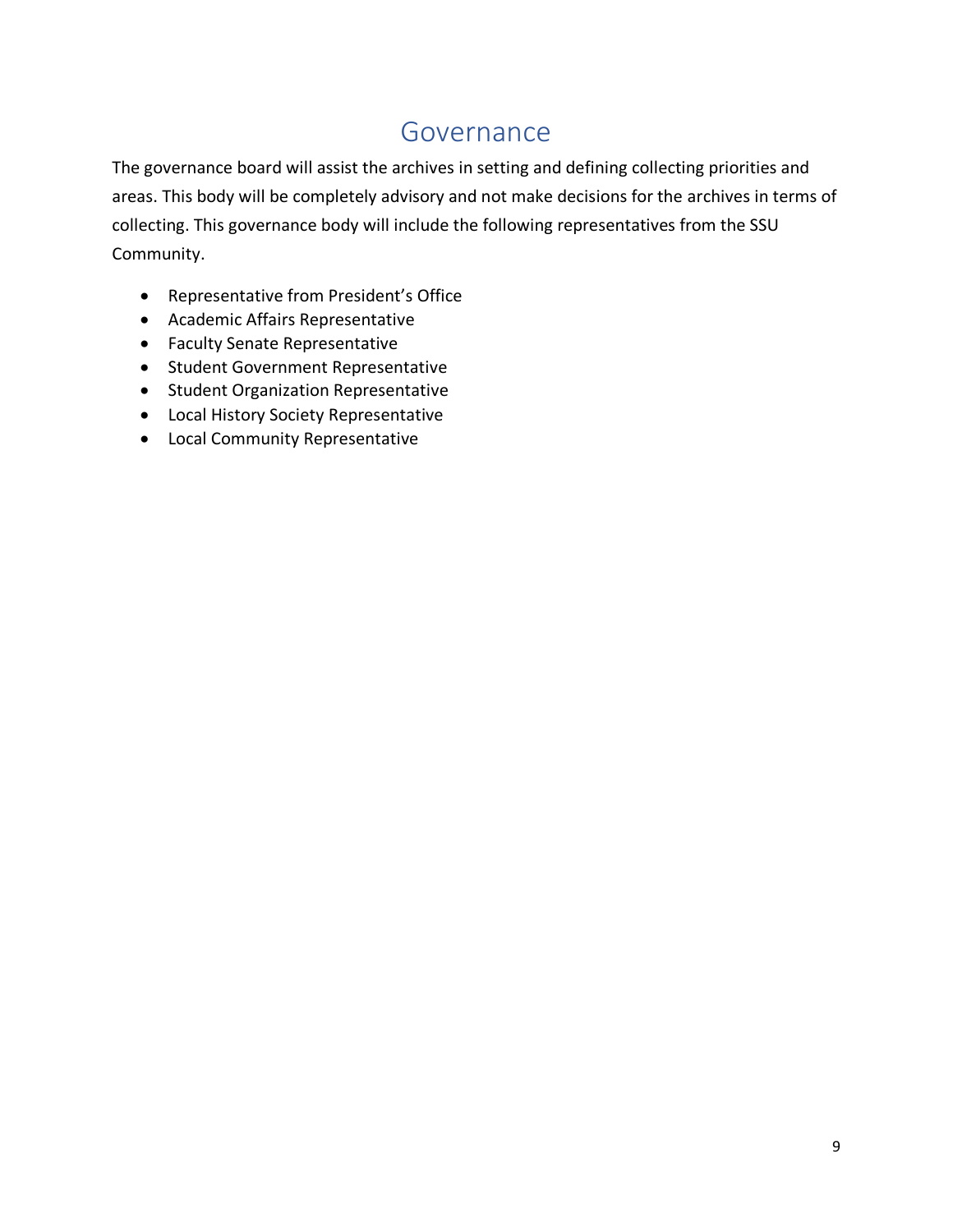# Governance

The governance board will assist the archives in setting and defining collecting priorities and areas. This body will be completely advisory and not make decisions for the archives in terms of collecting. This governance body will include the following representatives from the SSU Community.

- Representative from President's Office
- Academic Affairs Representative
- Faculty Senate Representative
- Student Government Representative
- Student Organization Representative
- Local History Society Representative
- Local Community Representative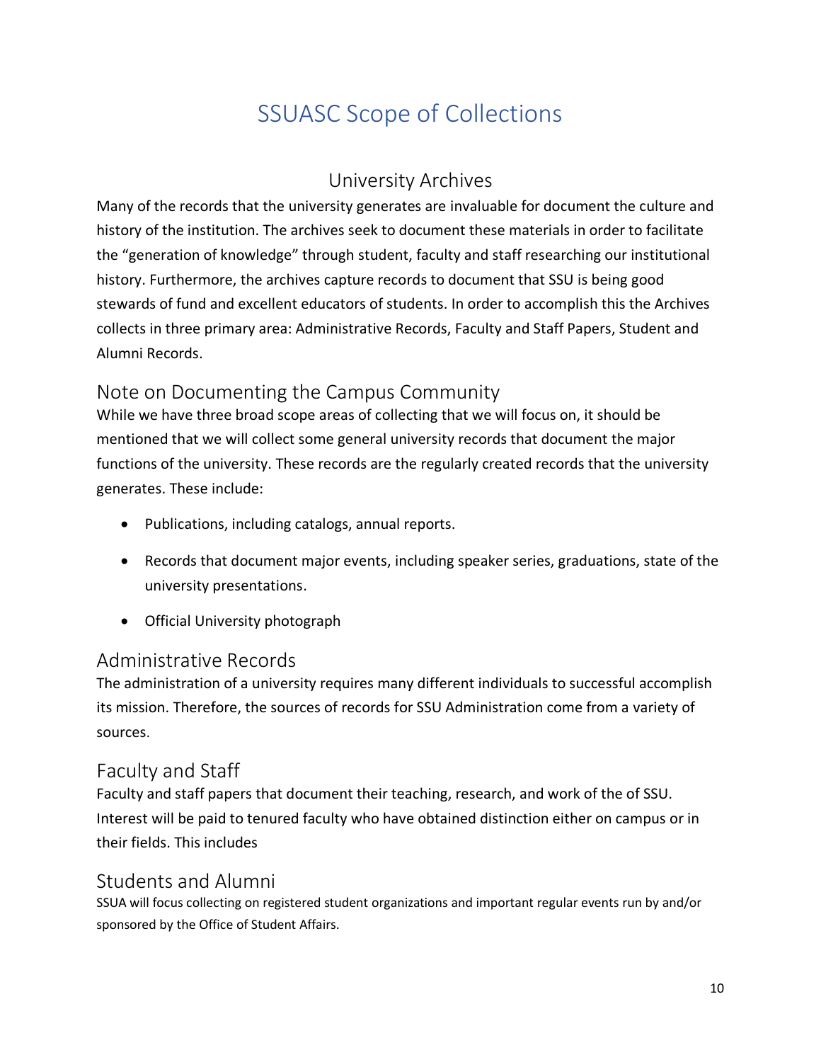# SSUASC Scope of Collections

## University Archives

Many of the records that the university generates are invaluable for document the culture and history of the institution. The archives seek to document these materials in order to facilitate the "generation of knowledge" through student, faculty and staff researching our institutional history. Furthermore, the archives capture records to document that SSU is being good stewards of fund and excellent educators of students. In order to accomplish this the Archives collects in three primary area: Administrative Records, Faculty and Staff Papers, Student and Alumni Records.

### Note on Documenting the Campus Community

While we have three broad scope areas of collecting that we will focus on, it should be mentioned that we will collect some general university records that document the major functions of the university. These records are the regularly created records that the university generates. These include:

- Publications, including catalogs, annual reports.
- Records that document major events, including speaker series, graduations, state of the university presentations.
- Official University photograph

### Administrative Records

The administration of a university requires many different individuals to successful accomplish its mission. Therefore, the sources of records for SSU Administration come from a variety of sources.

### Faculty and Staff

Faculty and staff papers that document their teaching, research, and work of the of SSU. Interest will be paid to tenured faculty who have obtained distinction either on campus or in their fields. This includes

### Students and Alumni

SSUA will focus collecting on registered student organizations and important regular events run by and/or sponsored by the Office of Student Affairs.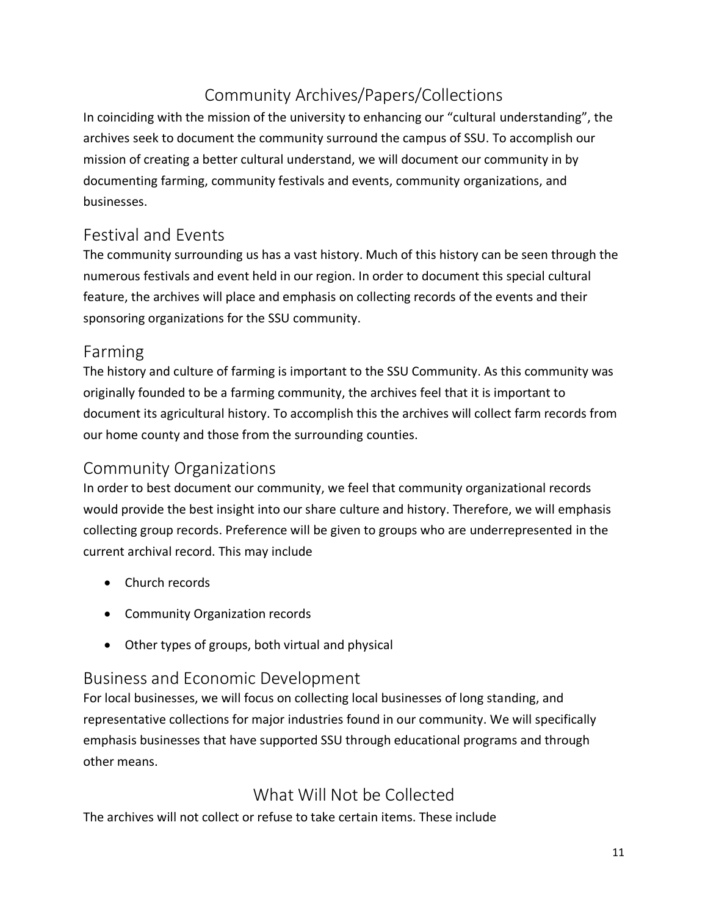# Community Archives/Papers/Collections

In coinciding with the mission of the university to enhancing our “cultural understanding”, the archives seek to document the community surround the campus of SSU. To accomplish our mission of creating a better cultural understand, we will document our community in by documenting farming, community festivals and events, community organizations, and businesses.

## Festival and Events

The community surrounding us has a vast history. Much of this history can be seen through the numerous festivals and event held in our region. In order to document this special cultural feature, the archives will place and emphasis on collecting records of the events and their sponsoring organizations for the SSU community.

## Farming

The history and culture of farming is important to the SSU Community. As this community was originally founded to be a farming community, the archives feel that it is important to document its agricultural history. To accomplish this the archives will collect farm records from our home county and those from the surrounding counties.

## Community Organizations

In order to best document our community, we feel that community organizational records would provide the best insight into our share culture and history. Therefore, we will emphasis collecting group records. Preference will be given to groups who are underrepresented in the current archival record. This may include

- Church records
- Community Organization records
- Other types of groups, both virtual and physical

## Business and Economic Development

For local businesses, we will focus on collecting local businesses of long standing, and representative collections for major industries found in our community. We will specifically emphasis businesses that have supported SSU through educational programs and through other means.

# What Will Not be Collected

The archives will not collect or refuse to take certain items. These include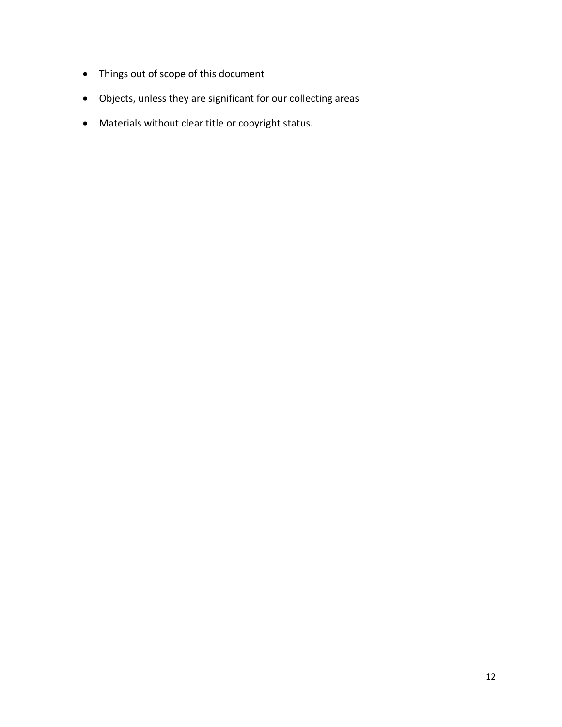- Things out of scope of this document
- Objects, unless they are significant for our collecting areas
- Materials without clear title or copyright status.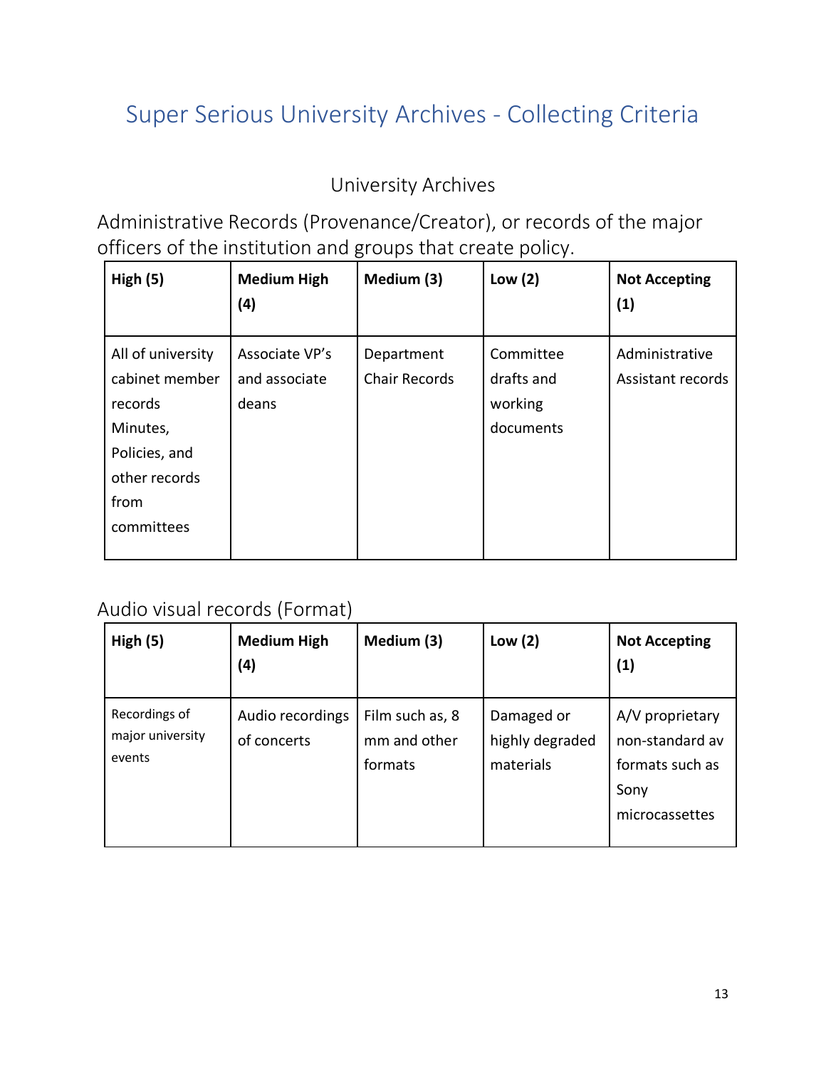# Super Serious University Archives - Collecting Criteria

## University Archives

### Administrative Records (Provenance/Creator), or records of the major officers of the institution and groups that create policy.

| High (5) | Medium High (4) | Medium (3) | Low (2) | Not Accepting (1) |
| --- | --- | --- | --- | --- |
| All of university cabinet member records Minutes, Policies, and other records from committees | Associate VP's and associate deans | Department Chair Records | Committee drafts and working documents | Administrative Assistant records |

### Audio visual records (Format)

| High (5) | Medium High (4) | Medium (3) | Low (2) | Not Accepting (1) |
| --- | --- | --- | --- | --- |
| Recordings of major university events | Audio recordings of concerts | Film such as, 8 mm and other formats | Damaged or highly degraded materials | A/V proprietary non-standard av formats such as Sony microcassettes |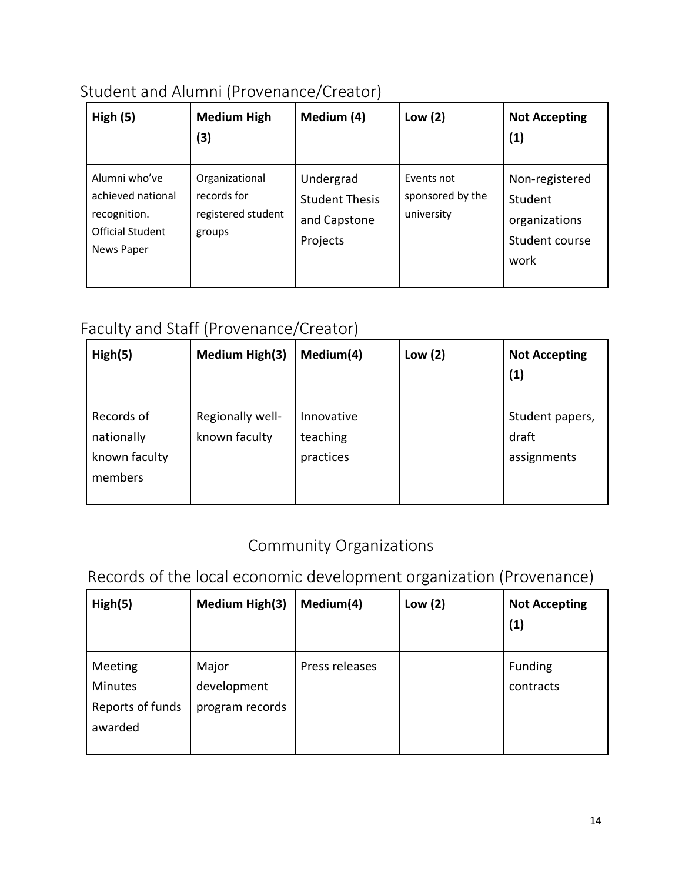## Student and Alumni (Provenance/Creator)

| **High (5)** | **Medium High (3)** | **Medium (4)** | **Low (2)** | **Not Accepting (1)** |
|---|---|---|---|---|
| Alumni who've achieved national recognition.<br>Official Student News Paper | Organizational records for registered student groups | Undergrad Student Thesis and Capstone Projects | Events not sponsored by the university | Non-registered Student organizations<br>Student course work |

## Faculty and Staff (Provenance/Creator)

| **High(5)** | **Medium High(3)** | **Medium(4)** | **Low (2)** | **Not Accepting (1)** |
|---|---|---|---|---|
| Records of nationally known faculty members | Regionally well-known faculty | Innovative teaching practices | | Student papers, draft assignments |

# Community Organizations

## Records of the local economic development organization (Provenance)

| **High(5)** | **Medium High(3)** | **Medium(4)** | **Low (2)** | **Not Accepting (1)** |
|---|---|---|---|---|
| Meeting Minutes<br>Reports of funds awarded | Major development program records | Press releases | | Funding contracts |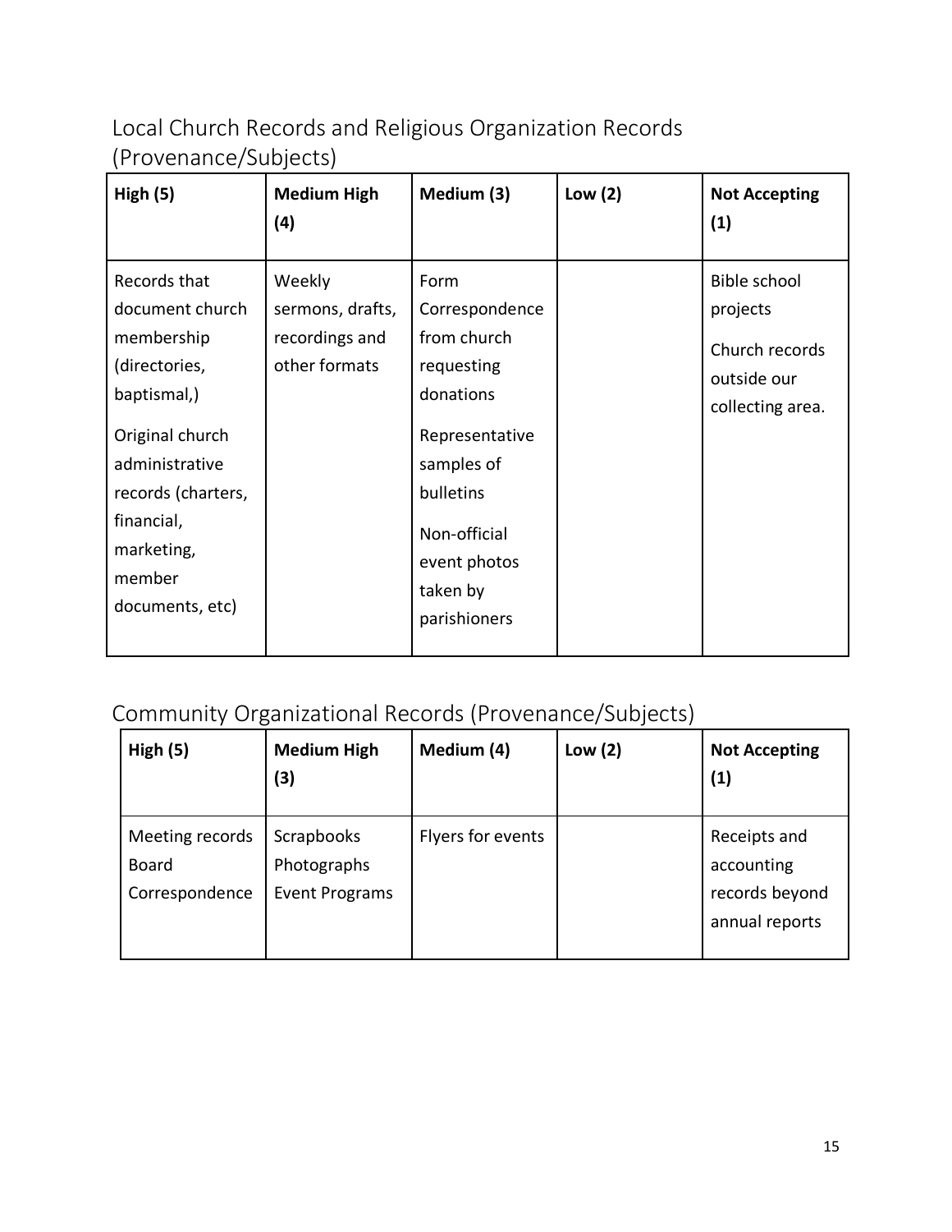## Local Church Records and Religious Organization Records (Provenance/Subjects)

| High (5) | Medium High (4) | Medium (3) | Low (2) | Not Accepting (1) |
|---|---|---|---|---|
| Records that document church membership (directories, baptismal,)<br><br>Original church administrative records (charters, financial, marketing, member documents, etc) | Weekly sermons, drafts, recordings and other formats | Form Correspondence from church requesting donations<br><br>Representative samples of bulletins<br><br>Non-official event photos taken by parishioners | | Bible school projects<br><br>Church records outside our collecting area. |

## Community Organizational Records (Provenance/Subjects)

| High (5) | Medium High (3) | Medium (4) | Low (2) | Not Accepting (1) |
|---|---|---|---|---|
| Meeting records<br>Board<br>Correspondence | Scrapbooks<br>Photographs<br>Event Programs | Flyers for events | | Receipts and accounting records beyond annual reports |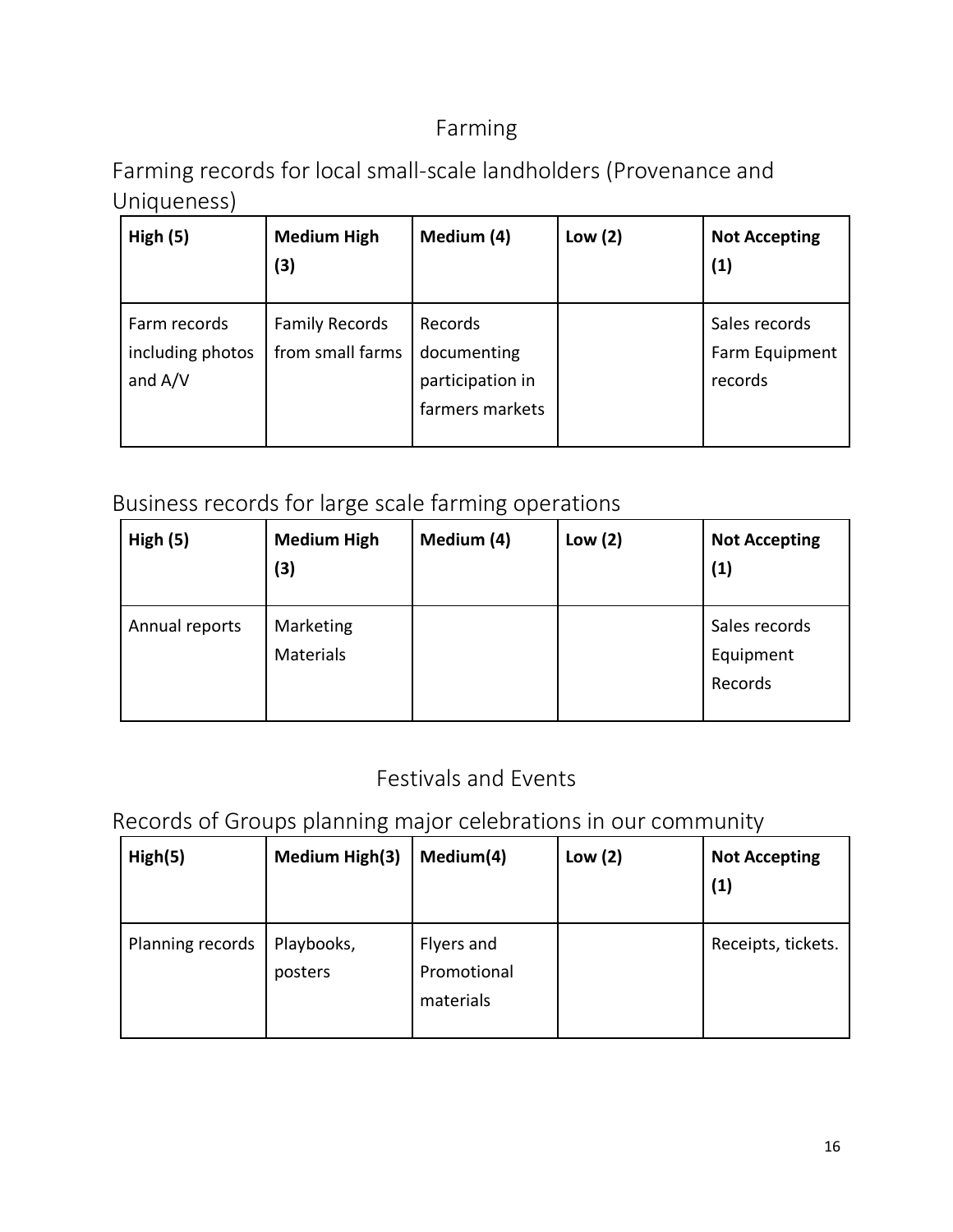## Farming

### Farming records for local small-scale landholders (Provenance and Uniqueness)

| **High (5)** | **Medium High (3)** | **Medium (4)** | **Low (2)** | **Not Accepting (1)** |
|---|---|---|---|---|
| Farm records including photos and A/V | Family Records from small farms | Records documenting participation in farmers markets | | Sales records Farm Equipment records |

### Business records for large scale farming operations

| **High (5)** | **Medium High (3)** | **Medium (4)** | **Low (2)** | **Not Accepting (1)** |
|---|---|---|---|---|
| Annual reports | Marketing Materials | | | Sales records Equipment Records |

## Festivals and Events

### Records of Groups planning major celebrations in our community

| **High(5)** | **Medium High(3)** | **Medium(4)** | **Low (2)** | **Not Accepting (1)** |
|---|---|---|---|---|
| Planning records | Playbooks, posters | Flyers and Promotional materials | | Receipts, tickets. |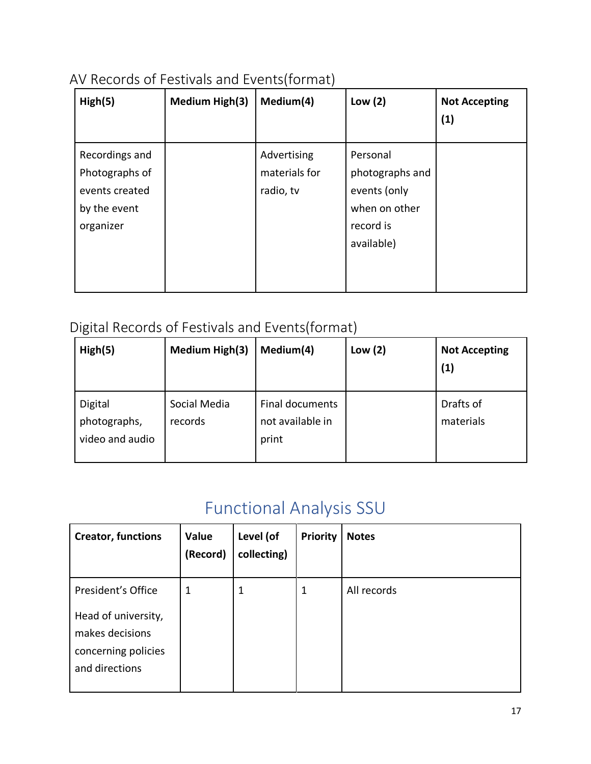AV Records of Festivals and Events(format)

| High(5) | Medium High(3) | Medium(4) | Low (2) | Not Accepting (1) |
|---|---|---|---|---|
| Recordings and Photographs of events created by the event organizer | | Advertising materials for radio, tv | Personal photographs and events (only when on other record is available) | |

Digital Records of Festivals and Events(format)

| High(5) | Medium High(3) | Medium(4) | Low (2) | Not Accepting (1) |
|---|---|---|---|---|
| Digital photographs, video and audio | Social Media records | Final documents not available in print | | Drafts of materials |

## Functional Analysis SSU

| Creator, functions | Value (Record) | Level (of collecting) | Priority | Notes |
|---|---|---|---|---|
| President's Office<br><br>Head of university, makes decisions concerning policies and directions | 1 | 1 | 1 | All records |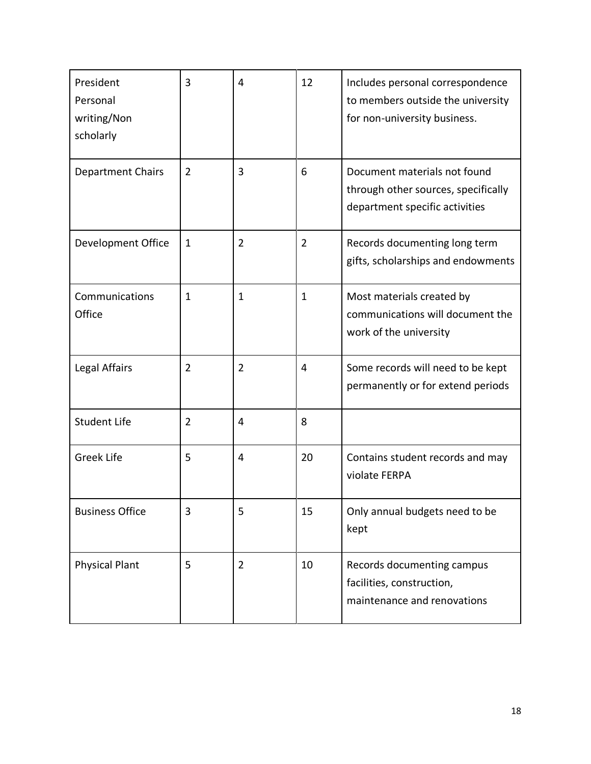| | | | | |
|---|---|---|---|---|
| President Personal writing/Non scholarly | 3 | 4 | 12 | Includes personal correspondence to members outside the university for non-university business. |
| Department Chairs | 2 | 3 | 6 | Document materials not found through other sources, specifically department specific activities |
| Development Office | 1 | 2 | 2 | Records documenting long term gifts, scholarships and endowments |
| Communications Office | 1 | 1 | 1 | Most materials created by communications will document the work of the university |
| Legal Affairs | 2 | 2 | 4 | Some records will need to be kept permanently or for extend periods |
| Student Life | 2 | 4 | 8 | |
| Greek Life | 5 | 4 | 20 | Contains student records and may violate FERPA |
| Business Office | 3 | 5 | 15 | Only annual budgets need to be kept |
| Physical Plant | 5 | 2 | 10 | Records documenting campus facilities, construction, maintenance and renovations |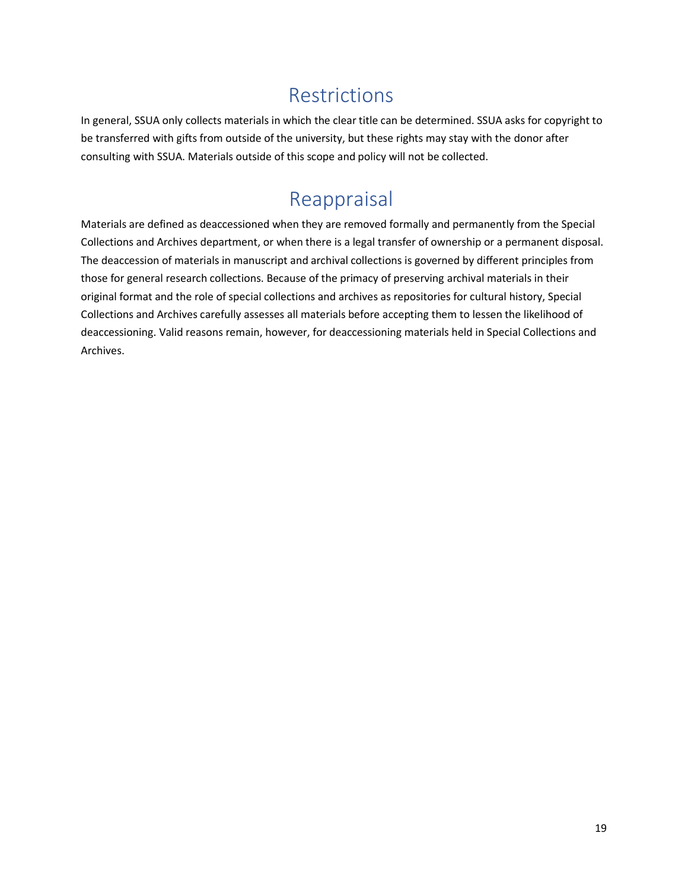## Restrictions

In general, SSUA only collects materials in which the clear title can be determined. SSUA asks for copyright to be transferred with gifts from outside of the university, but these rights may stay with the donor after consulting with SSUA. Materials outside of this scope and policy will not be collected.

## Reappraisal

Materials are defined as deaccessioned when they are removed formally and permanently from the Special Collections and Archives department, or when there is a legal transfer of ownership or a permanent disposal. The deaccession of materials in manuscript and archival collections is governed by different principles from those for general research collections. Because of the primacy of preserving archival materials in their original format and the role of special collections and archives as repositories for cultural history, Special Collections and Archives carefully assesses all materials before accepting them to lessen the likelihood of deaccessioning. Valid reasons remain, however, for deaccessioning materials held in Special Collections and Archives.